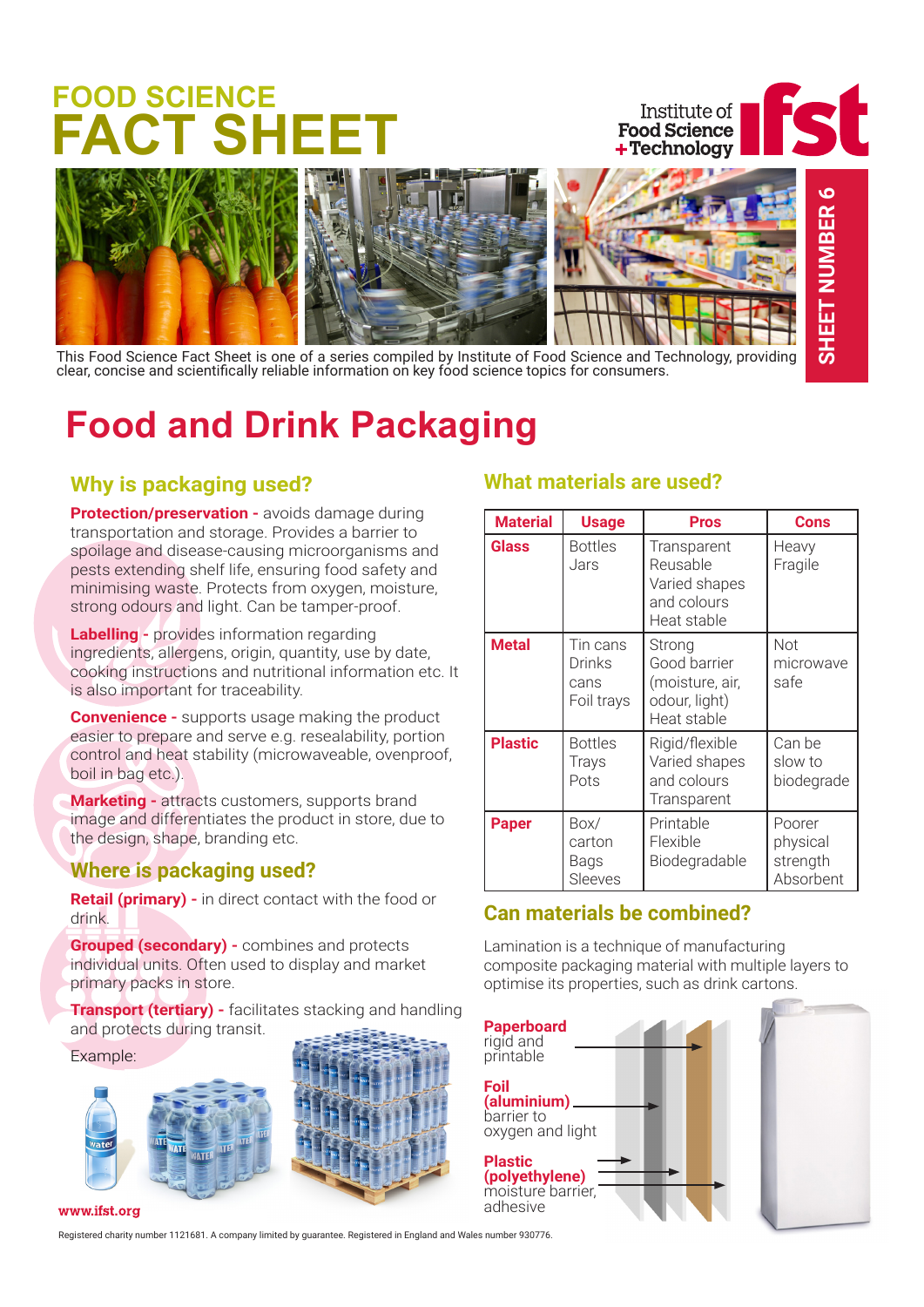# FOOD SCIENCE FACT SHEET

Institute of Food Science + Technology

SHEET NUMBER 6

This Food Science Fact Sheet is one of a series compiled by Institute of Food Science and Technology, providing clear, concise and scientifically reliable information on key food science topics for consumers.

# Food and Drink Packaging

## Why is packaging used?

**Protection/preservation -** avoids damage during transportation and storage. Provides a barrier to spoilage and disease-causing microorganisms and pests extending shelf life, ensuring food safety and minimising waste. Protects from oxygen, moisture, strong odours and light. Can be tamper-proof.

**Labelling -** provides information regarding ingredients, allergens, origin, quantity, use by date, cooking instructions and nutritional information etc. It is also important for traceability.

**Convenience -** supports usage making the product easier to prepare and serve e.g. resealability, portion control and heat stability (microwaveable, ovenproof, boil in bag etc.).

**Marketing -** attracts customers, supports brand image and differentiates the product in store, due to the design, shape, branding etc.

## Where is packaging used?

**Retail (primary) -** in direct contact with the food or drink.

**Grouped (secondary) -** combines and protects individual units. Often used to display and market primary packs in store.

**Transport (tertiary) -** facilitates stacking and handling and protects during transit.

Example:

## What materials are used?

| Material | Usage | Pros | Cons |
|---|---|---|---|
| **Glass** | Bottles<br>Jars | Transparent<br>Reusable<br>Varied shapes and colours<br>Heat stable | Heavy<br>Fragile |
| **Metal** | Tin cans<br>Drinks cans<br>Foil trays | Strong<br>Good barrier (moisture, air, odour, light)<br>Heat stable | Not microwave safe |
| **Plastic** | Bottles<br>Trays<br>Pots | Rigid/flexible<br>Varied shapes and colours<br>Transparent | Can be slow to biodegrade |
| **Paper** | Box/ carton<br>Bags<br>Sleeves | Printable<br>Flexible<br>Biodegradable | Poorer physical strength<br>Absorbent |

## Can materials be combined?

Lamination is a technique of manufacturing composite packaging material with multiple layers to optimise its properties, such as drink cartons.

**Paperboard** rigid and printable

**Foil (aluminium)** barrier to oxygen and light

**Plastic (polyethylene)** moisture barrier, adhesive

www.ifst.org

Registered charity number 1121681. A company limited by guarantee. Registered in England and Wales number 930776.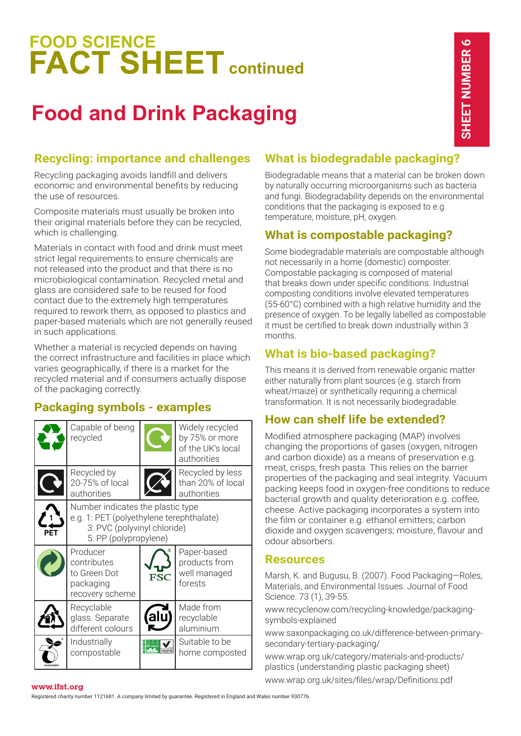# FOOD SCIENCE FACT SHEET continued

SHEET NUMBER 6

# Food and Drink Packaging

## Recycling: importance and challenges

Recycling packaging avoids landfill and delivers economic and environmental benefits by reducing the use of resources.

Composite materials must usually be broken into their original materials before they can be recycled, which is challenging.

Materials in contact with food and drink must meet strict legal requirements to ensure chemicals are not released into the product and that there is no microbiological contamination. Recycled metal and glass are considered safe to be reused for food contact due to the extremely high temperatures required to rework them, as opposed to plastics and paper-based materials which are not generally reused in such applications.

Whether a material is recycled depends on having the correct infrastructure and facilities in place which varies geographically, if there is a market for the recycled material and if consumers actually dispose of the packaging correctly.

## Packaging symbols - examples

| | | | |
|---|---|---|---|
| | Capable of being recycled | | Widely recycled by 75% or more of the UK's local authorities |
| | Recycled by 20-75% of local authorities | | Recycled by less than 20% of local authorities |
| PET | Number indicates the plastic type e.g. 1: PET (polyethylene terephthalate) 3: PVC (polyvinyl chloride) 5: PP (polypropylene) | | |
| | Producer contributes to Green Dot packaging recovery scheme | FSC | Paper-based products from well managed forests |
| | Recyclable glass. Separate different colours | alu | Made from recyclable aluminium |
| compostable | Industrially compostable | | Suitable to be home composted |

## What is biodegradable packaging?

Biodegradable means that a material can be broken down by naturally occurring microorganisms such as bacteria and fungi. Biodegradability depends on the environmental conditions that the packaging is exposed to e.g. temperature, moisture, pH, oxygen.

## What is compostable packaging?

Some biodegradable materials are compostable although not necessarily in a home (domestic) composter. Compostable packaging is composed of material that breaks down under specific conditions. Industrial composting conditions involve elevated temperatures (55-60°C) combined with a high relative humidity and the presence of oxygen. To be legally labelled as compostable it must be certified to break down industrially within 3 months.

## What is bio-based packaging?

This means it is derived from renewable organic matter either naturally from plant sources (e.g. starch from wheat/maize) or synthetically requiring a chemical transformation. It is not necessarily biodegradable.

## How can shelf life be extended?

Modified atmosphere packaging (MAP) involves changing the proportions of gases (oxygen, nitrogen and carbon dioxide) as a means of preservation e.g. meat, crisps, fresh pasta. This relies on the barrier properties of the packaging and seal integrity. Vacuum packing keeps food in oxygen-free conditions to reduce bacterial growth and quality deterioration e.g. coffee, cheese. Active packaging incorporates a system into the film or container e.g. ethanol emitters; carbon dioxide and oxygen scavengers; moisture, flavour and odour absorbers.

## Resources

Marsh, K. and Bugusu, B. (2007). Food Packaging—Roles, Materials, and Environmental Issues. Journal of Food Science. 73 (1), 39-55.

www.recyclenow.com/recycling-knowledge/packaging-symbols-explained

www.saxonpackaging.co.uk/difference-between-primary-secondary-tertiary-packaging/

www.wrap.org.uk/category/materials-and-products/plastics (understanding plastic packaging sheet)

www.wrap.org.uk/sites/files/wrap/Definitions.pdf

www.ifst.org

Registered charity number 1121681. A company limited by guarantee. Registered in England and Wales number 930776.